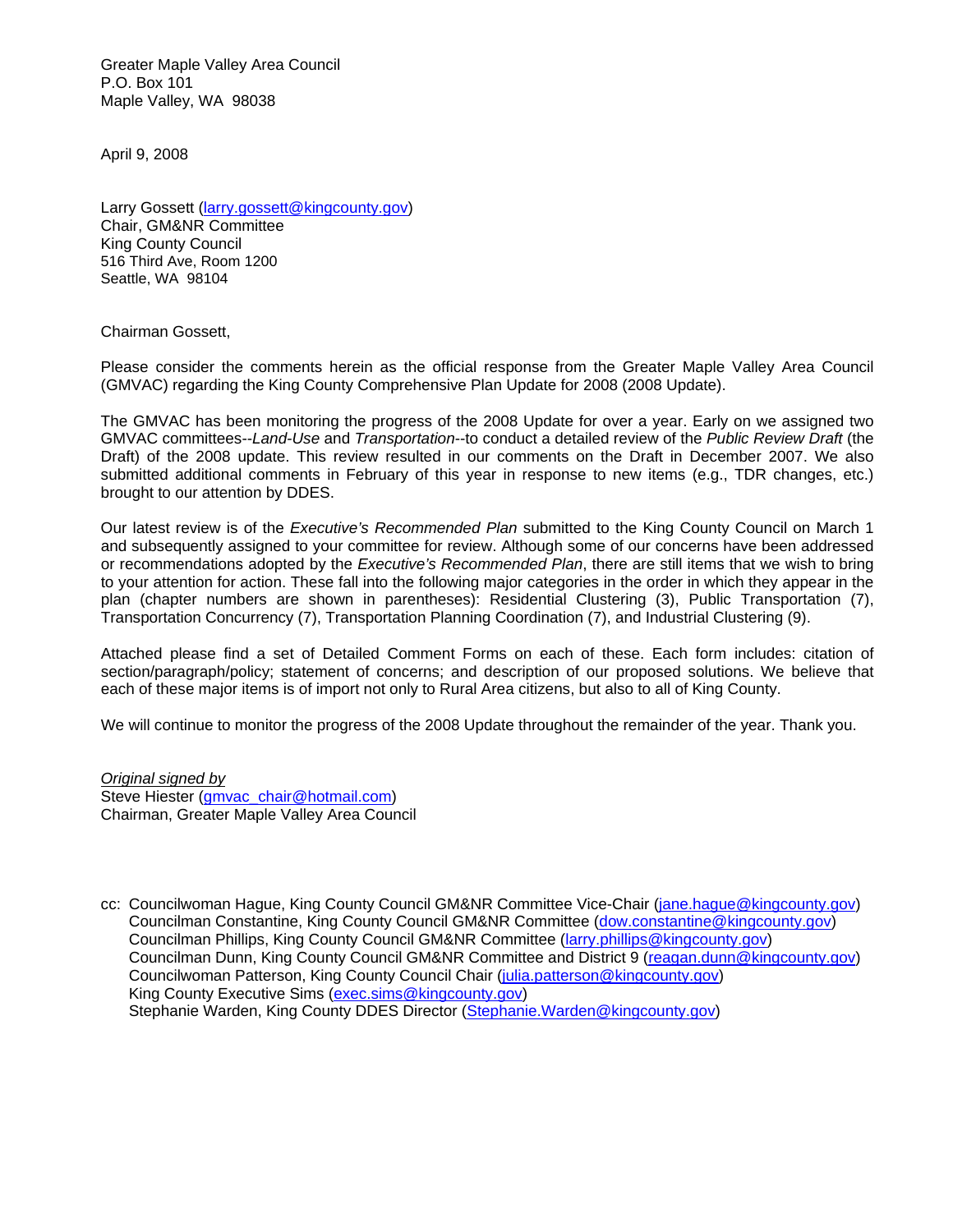Greater Maple Valley Area Council
P.O. Box 101
Maple Valley, WA 98038

April 9, 2008

Larry Gossett (larry.gossett@kingcounty.gov)
Chair, GM&NR Committee
King County Council
516 Third Ave, Room 1200
Seattle, WA 98104

Chairman Gossett,

Please consider the comments herein as the official response from the Greater Maple Valley Area Council (GMVAC) regarding the King County Comprehensive Plan Update for 2008 (2008 Update).

The GMVAC has been monitoring the progress of the 2008 Update for over a year. Early on we assigned two GMVAC committees--*Land-Use* and *Transportation*--to conduct a detailed review of the *Public Review Draft* (the Draft) of the 2008 update. This review resulted in our comments on the Draft in December 2007. We also submitted additional comments in February of this year in response to new items (e.g., TDR changes, etc.) brought to our attention by DDES.

Our latest review is of the *Executive's Recommended Plan* submitted to the King County Council on March 1 and subsequently assigned to your committee for review. Although some of our concerns have been addressed or recommendations adopted by the *Executive's Recommended Plan*, there are still items that we wish to bring to your attention for action. These fall into the following major categories in the order in which they appear in the plan (chapter numbers are shown in parentheses): Residential Clustering (3), Public Transportation (7), Transportation Concurrency (7), Transportation Planning Coordination (7), and Industrial Clustering (9).

Attached please find a set of Detailed Comment Forms on each of these. Each form includes: citation of section/paragraph/policy; statement of concerns; and description of our proposed solutions. We believe that each of these major items is of import not only to Rural Area citizens, but also to all of King County.

We will continue to monitor the progress of the 2008 Update throughout the remainder of the year. Thank you.

*Original signed by*
Steve Hiester (gmvac_chair@hotmail.com)
Chairman, Greater Maple Valley Area Council

cc: Councilwoman Hague, King County Council GM&NR Committee Vice-Chair (jane.hague@kingcounty.gov)
Councilman Constantine, King County Council GM&NR Committee (dow.constantine@kingcounty.gov)
Councilman Phillips, King County Council GM&NR Committee (larry.phillips@kingcounty.gov)
Councilman Dunn, King County Council GM&NR Committee and District 9 (reagan.dunn@kingcounty.gov)
Councilwoman Patterson, King County Council Chair (julia.patterson@kingcounty.gov)
King County Executive Sims (exec.sims@kingcounty.gov)
Stephanie Warden, King County DDES Director (Stephanie.Warden@kingcounty.gov)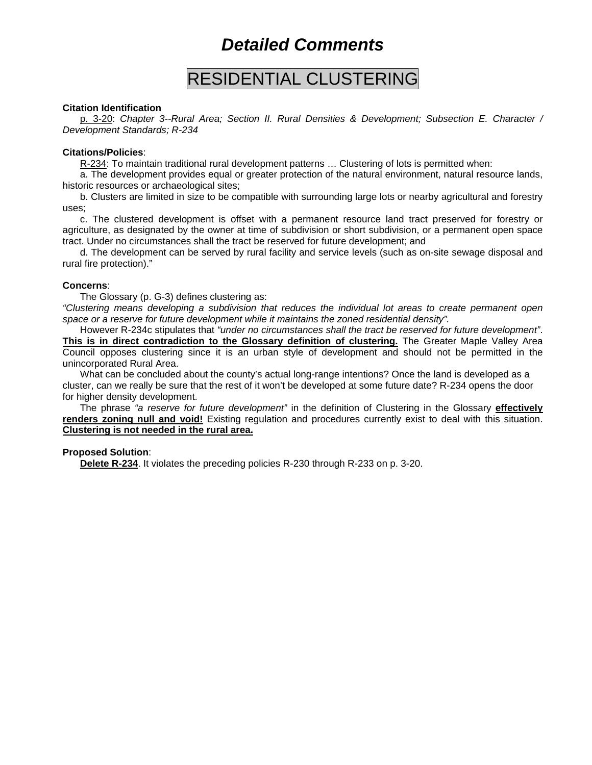# *Detailed Comments*

## RESIDENTIAL CLUSTERING

**Citation Identification**

p. 3-20: *Chapter 3--Rural Area; Section II. Rural Densities & Development; Subsection E. Character / Development Standards; R-234*

**Citations/Policies**:

R-234: To maintain traditional rural development patterns … Clustering of lots is permitted when:

a. The development provides equal or greater protection of the natural environment, natural resource lands, historic resources or archaeological sites;

b. Clusters are limited in size to be compatible with surrounding large lots or nearby agricultural and forestry uses;

c. The clustered development is offset with a permanent resource land tract preserved for forestry or agriculture, as designated by the owner at time of subdivision or short subdivision, or a permanent open space tract. Under no circumstances shall the tract be reserved for future development; and

d. The development can be served by rural facility and service levels (such as on-site sewage disposal and rural fire protection)."

**Concerns**:

The Glossary (p. G-3) defines clustering as:

*"Clustering means developing a subdivision that reduces the individual lot areas to create permanent open space or a reserve for future development while it maintains the zoned residential density".*

However R-234c stipulates that *"under no circumstances shall the tract be reserved for future development"*. **This is in direct contradiction to the Glossary definition of clustering.** The Greater Maple Valley Area Council opposes clustering since it is an urban style of development and should not be permitted in the unincorporated Rural Area.

What can be concluded about the county's actual long-range intentions? Once the land is developed as a cluster, can we really be sure that the rest of it won't be developed at some future date? R-234 opens the door for higher density development.

The phrase *"a reserve for future development"* in the definition of Clustering in the Glossary **effectively renders zoning null and void!** Existing regulation and procedures currently exist to deal with this situation. **Clustering is not needed in the rural area.**

**Proposed Solution**:

**Delete R-234**. It violates the preceding policies R-230 through R-233 on p. 3-20.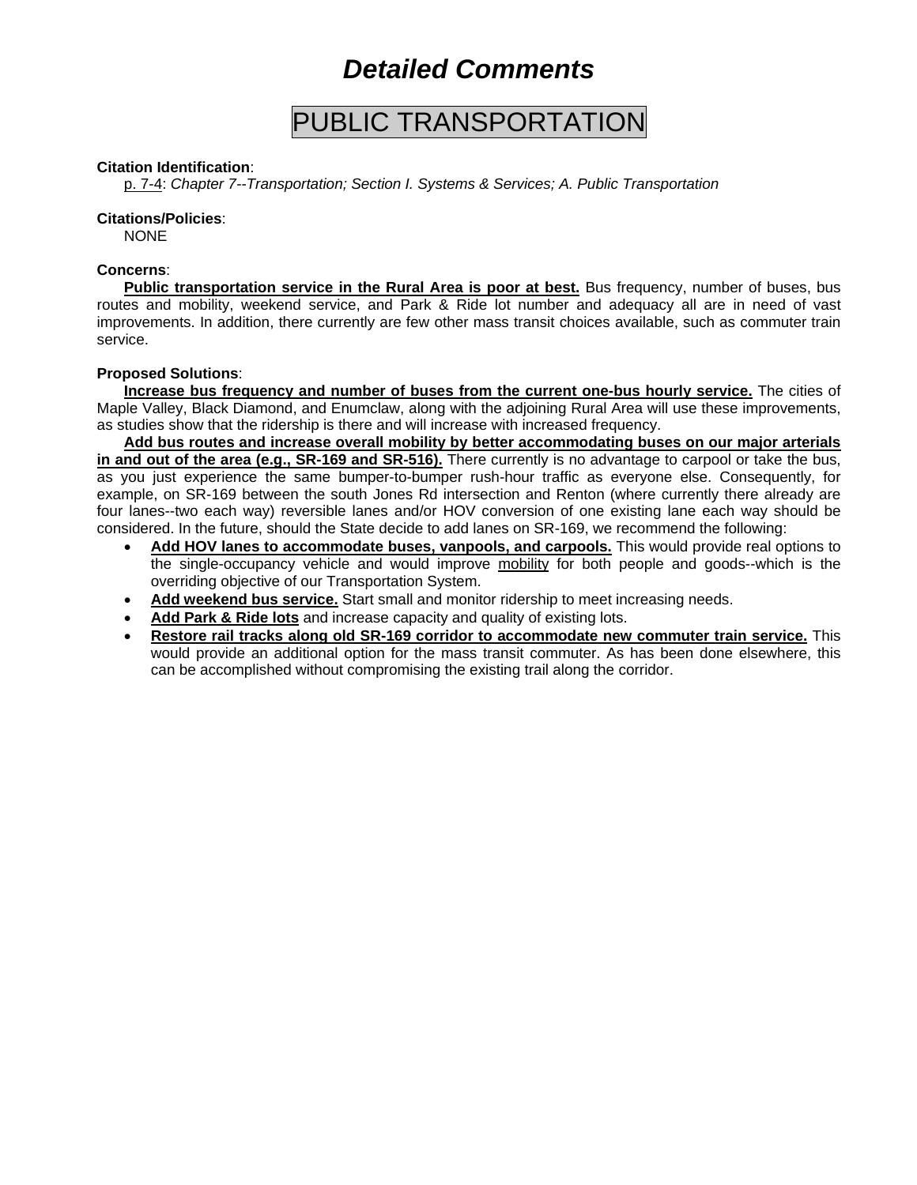# *Detailed Comments*

## PUBLIC TRANSPORTATION

**Citation Identification**:
p. 7-4: *Chapter 7--Transportation; Section I. Systems & Services; A. Public Transportation*

**Citations/Policies**:
NONE

**Concerns**:
**Public transportation service in the Rural Area is poor at best.** Bus frequency, number of buses, bus routes and mobility, weekend service, and Park & Ride lot number and adequacy all are in need of vast improvements. In addition, there currently are few other mass transit choices available, such as commuter train service.

**Proposed Solutions**:
**Increase bus frequency and number of buses from the current one-bus hourly service.** The cities of Maple Valley, Black Diamond, and Enumclaw, along with the adjoining Rural Area will use these improvements, as studies show that the ridership is there and will increase with increased frequency.

**Add bus routes and increase overall mobility by better accommodating buses on our major arterials in and out of the area (e.g., SR-169 and SR-516).** There currently is no advantage to carpool or take the bus, as you just experience the same bumper-to-bumper rush-hour traffic as everyone else. Consequently, for example, on SR-169 between the south Jones Rd intersection and Renton (where currently there already are four lanes--two each way) reversible lanes and/or HOV conversion of one existing lane each way should be considered. In the future, should the State decide to add lanes on SR-169, we recommend the following:

- **Add HOV lanes to accommodate buses, vanpools, and carpools.** This would provide real options to the single-occupancy vehicle and would improve mobility for both people and goods--which is the overriding objective of our Transportation System.
- **Add weekend bus service.** Start small and monitor ridership to meet increasing needs.
- **Add Park & Ride lots** and increase capacity and quality of existing lots.
- **Restore rail tracks along old SR-169 corridor to accommodate new commuter train service.** This would provide an additional option for the mass transit commuter. As has been done elsewhere, this can be accomplished without compromising the existing trail along the corridor.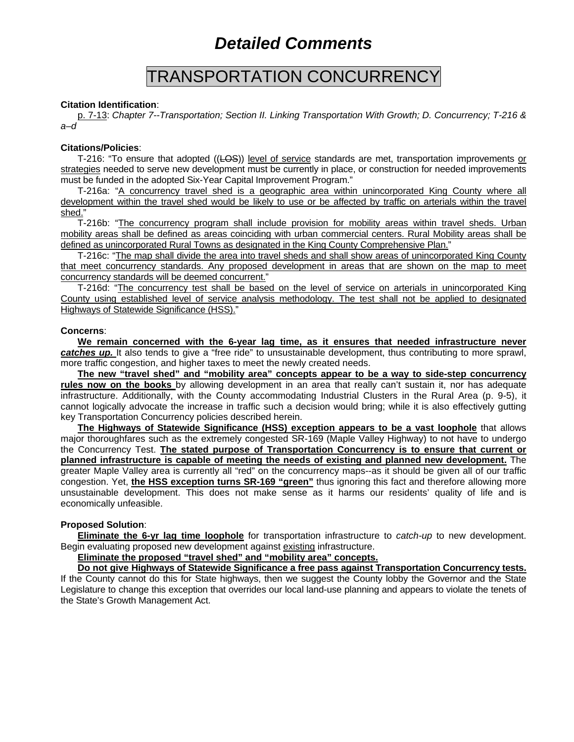# *Detailed Comments*

## TRANSPORTATION CONCURRENCY

**Citation Identification**:

<u>p. 7-13</u>: *Chapter 7--Transportation; Section II. Linking Transportation With Growth; D. Concurrency; T-216 & a–d*

**Citations/Policies**:

T-216: "To ensure that adopted ((~~LOS~~)) <u>level of service</u> standards are met, transportation improvements <u>or strategies</u> needed to serve new development must be currently in place, or construction for needed improvements must be funded in the adopted Six-Year Capital Improvement Program."

T-216a: "<u>A concurrency travel shed is a geographic area within unincorporated King County where all development within the travel shed would be likely to use or be affected by traffic on arterials within the travel shed.</u>"

T-216b: "<u>The concurrency program shall include provision for mobility areas within travel sheds. Urban mobility areas shall be defined as areas coinciding with urban commercial centers. Rural Mobility areas shall be defined as unincorporated Rural Towns as designated in the King County Comprehensive Plan.</u>"

T-216c: "<u>The map shall divide the area into travel sheds and shall show areas of unincorporated King County that meet concurrency standards. Any proposed development in areas that are shown on the map to meet concurrency standards will be deemed concurrent.</u>"

T-216d: "<u>The concurrency test shall be based on the level of service on arterials in unincorporated King County using established level of service analysis methodology. The test shall not be applied to designated Highways of Statewide Significance (HSS).</u>"

**Concerns**:

<u>**We remain concerned with the 6-year lag time, as it ensures that needed infrastructure never *catches up.***</u> It also tends to give a "free ride" to unsustainable development, thus contributing to more sprawl, more traffic congestion, and higher taxes to meet the newly created needs.

<u>**The new "travel shed" and "mobility area" concepts appear to be a way to side-step concurrency rules now on the books**</u> by allowing development in an area that really can't sustain it, nor has adequate infrastructure. Additionally, with the County accommodating Industrial Clusters in the Rural Area (p. 9-5), it cannot logically advocate the increase in traffic such a decision would bring; while it is also effectively gutting key Transportation Concurrency policies described herein.

<u>**The Highways of Statewide Significance (HSS) exception appears to be a vast loophole**</u> that allows major thoroughfares such as the extremely congested SR-169 (Maple Valley Highway) to not have to undergo the Concurrency Test. <u>**The stated purpose of Transportation Concurrency is to ensure that current or planned infrastructure is capable of meeting the needs of existing and planned new development.**</u> The greater Maple Valley area is currently all "red" on the concurrency maps--as it should be given all of our traffic congestion. Yet, <u>**the HSS exception turns SR-169 "green"**</u> thus ignoring this fact and therefore allowing more unsustainable development. This does not make sense as it harms our residents' quality of life and is economically unfeasible.

**Proposed Solution**:

<u>**Eliminate the 6-yr lag time loophole**</u> for transportation infrastructure to *catch-up* to new development. Begin evaluating proposed new development against <u>existing</u> infrastructure.

<u>**Eliminate the proposed "travel shed" and "mobility area" concepts.**</u>

<u>**Do not give Highways of Statewide Significance a free pass against Transportation Concurrency tests.**</u> If the County cannot do this for State highways, then we suggest the County lobby the Governor and the State Legislature to change this exception that overrides our local land-use planning and appears to violate the tenets of the State's Growth Management Act.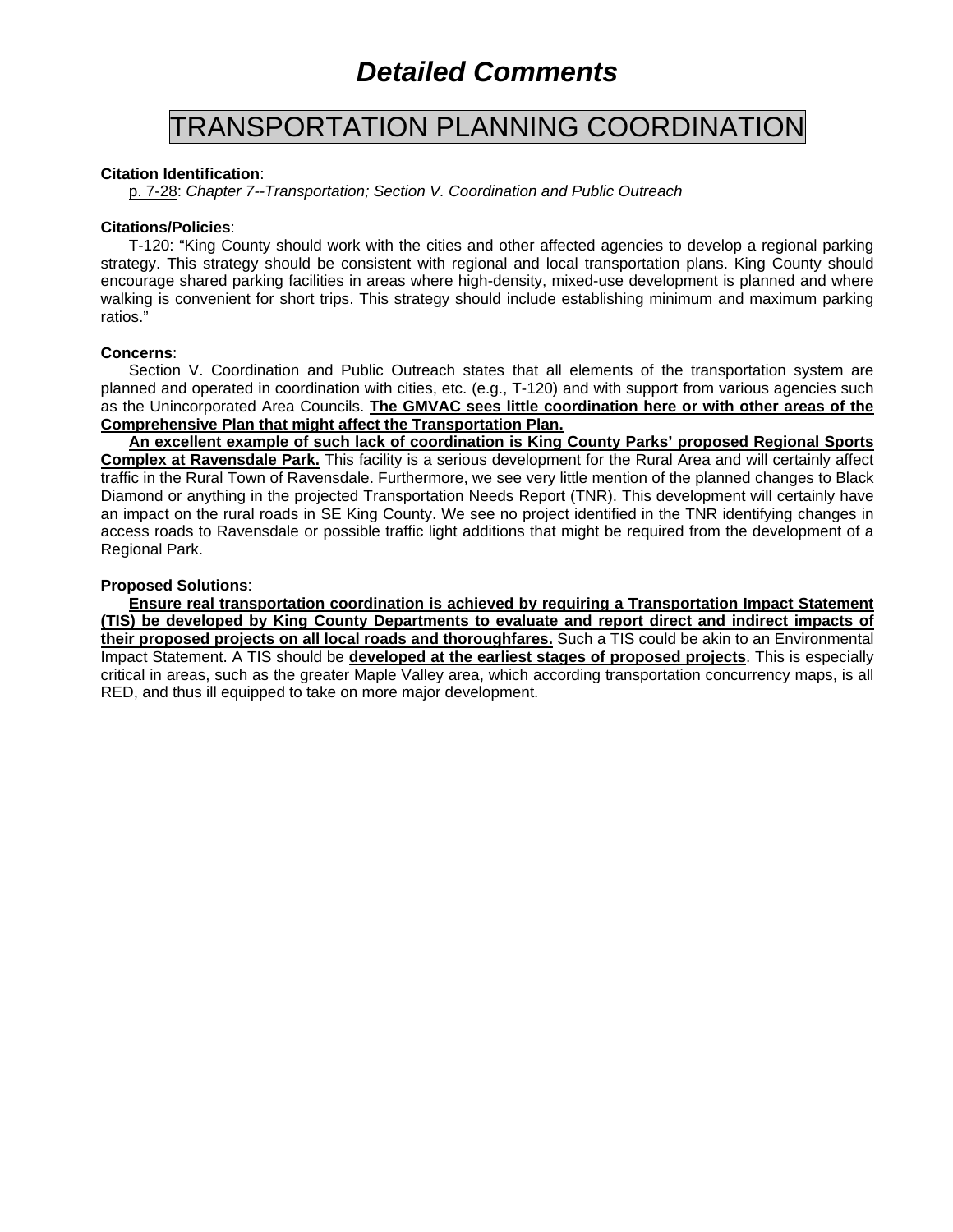# *Detailed Comments*

## TRANSPORTATION PLANNING COORDINATION

**Citation Identification**:

p. 7-28: *Chapter 7--Transportation; Section V. Coordination and Public Outreach*

**Citations/Policies**:

T-120: "King County should work with the cities and other affected agencies to develop a regional parking strategy. This strategy should be consistent with regional and local transportation plans. King County should encourage shared parking facilities in areas where high-density, mixed-use development is planned and where walking is convenient for short trips. This strategy should include establishing minimum and maximum parking ratios."

**Concerns**:

Section V. Coordination and Public Outreach states that all elements of the transportation system are planned and operated in coordination with cities, etc. (e.g., T-120) and with support from various agencies such as the Unincorporated Area Councils. **The GMVAC sees little coordination here or with other areas of the Comprehensive Plan that might affect the Transportation Plan.**

**An excellent example of such lack of coordination is King County Parks' proposed Regional Sports Complex at Ravensdale Park.** This facility is a serious development for the Rural Area and will certainly affect traffic in the Rural Town of Ravensdale. Furthermore, we see very little mention of the planned changes to Black Diamond or anything in the projected Transportation Needs Report (TNR). This development will certainly have an impact on the rural roads in SE King County. We see no project identified in the TNR identifying changes in access roads to Ravensdale or possible traffic light additions that might be required from the development of a Regional Park.

**Proposed Solutions**:

**Ensure real transportation coordination is achieved by requiring a Transportation Impact Statement (TIS) be developed by King County Departments to evaluate and report direct and indirect impacts of their proposed projects on all local roads and thoroughfares.** Such a TIS could be akin to an Environmental Impact Statement. A TIS should be **developed at the earliest stages of proposed projects**. This is especially critical in areas, such as the greater Maple Valley area, which according transportation concurrency maps, is all RED, and thus ill equipped to take on more major development.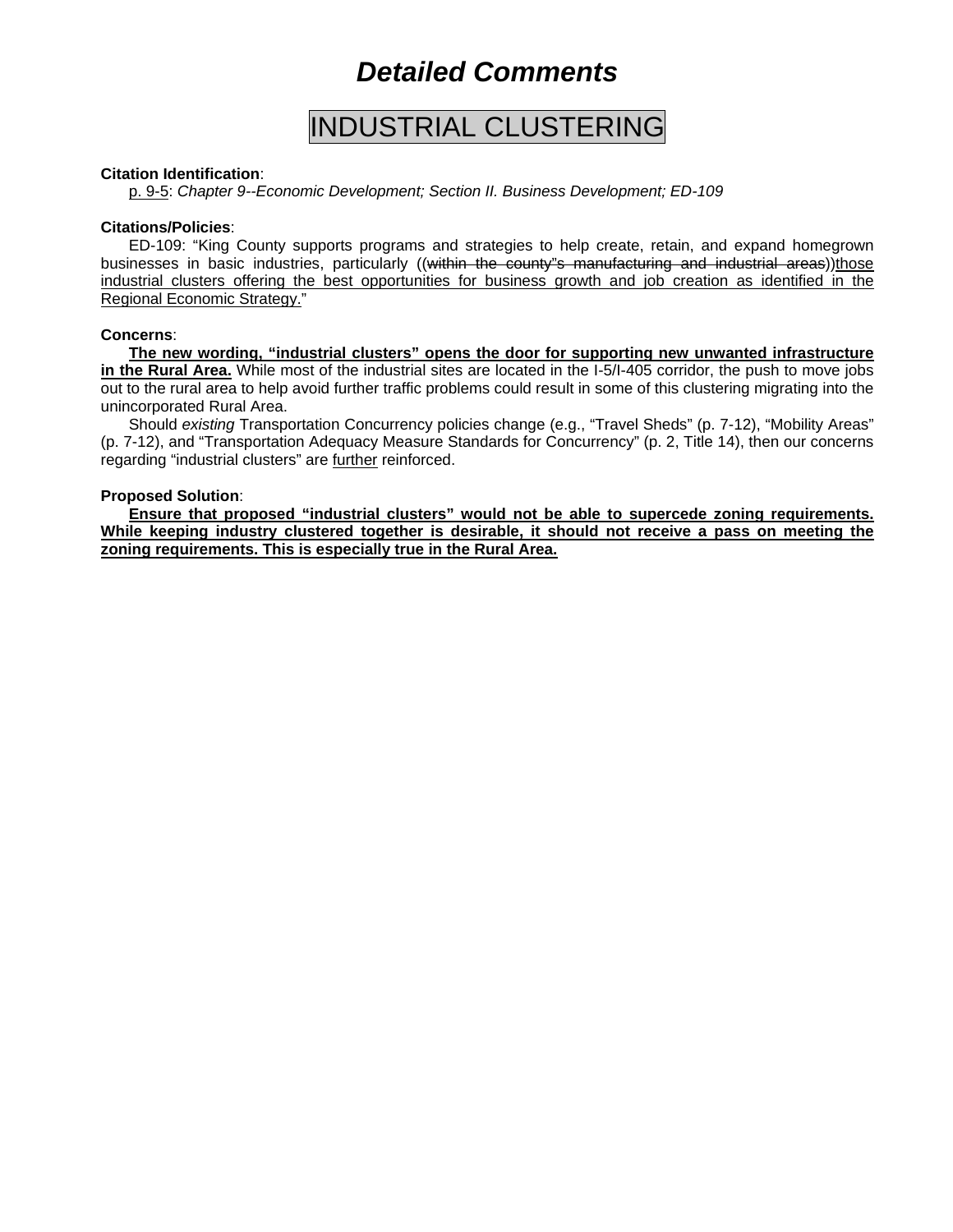# *Detailed Comments*

## INDUSTRIAL CLUSTERING

**Citation Identification**:

<u>p. 9-5</u>: *Chapter 9--Economic Development; Section II. Business Development; ED-109*

**Citations/Policies**:

ED-109: "King County supports programs and strategies to help create, retain, and expand homegrown businesses in basic industries, particularly ((~~within the county"s manufacturing and industrial areas~~))<u>those industrial clusters offering the best opportunities for business growth and job creation as identified in the Regional Economic Strategy.</u>"

**Concerns**:

<u>**The new wording, "industrial clusters" opens the door for supporting new unwanted infrastructure in the Rural Area.**</u> While most of the industrial sites are located in the I-5/I-405 corridor, the push to move jobs out to the rural area to help avoid further traffic problems could result in some of this clustering migrating into the unincorporated Rural Area.

Should *existing* Transportation Concurrency policies change (e.g., "Travel Sheds" (p. 7-12), "Mobility Areas" (p. 7-12), and "Transportation Adequacy Measure Standards for Concurrency" (p. 2, Title 14), then our concerns regarding "industrial clusters" are <u>further</u> reinforced.

**Proposed Solution**:

<u>**Ensure that proposed "industrial clusters" would not be able to supercede zoning requirements. While keeping industry clustered together is desirable, it should not receive a pass on meeting the zoning requirements. This is especially true in the Rural Area.**</u>